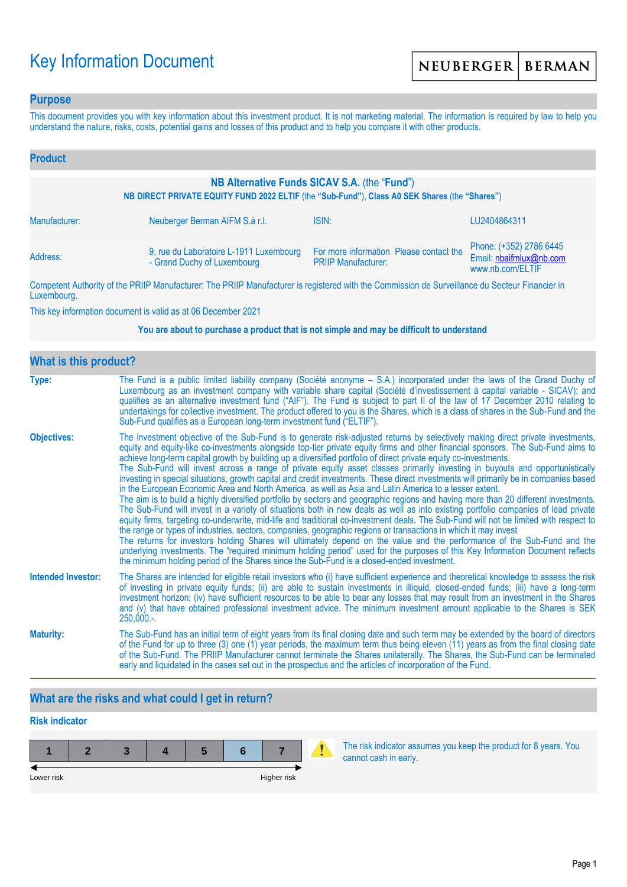# Key Information Document

NEUBERGER | BERMAN

## Purpose

This document provides you with key information about this investment product. It is not marketing material. The information is required by law to help you understand the nature, risks, costs, potential gains and losses of this product and to help you compare it with other products.

## Product

**NB Alternative Funds SICAV S.A.** (the "**Fund**")

**NB DIRECT PRIVATE EQUITY FUND 2022 ELTIF** (the **"Sub-Fund"**), **Class A0 SEK Shares** (the **"Shares"**)

| | | | |
|---|---|---|---|
| Manufacturer: | Neuberger Berman AIFM S.à r.l. | ISIN: | LU2404864311 |
| Address: | 9, rue du Laboratoire L-1911 Luxembourg - Grand Duchy of Luxembourg | For more information Please contact the PRIIP Manufacturer: | Phone: (+352) 2786 6445<br>Email: nbaifmlux@nb.com<br>www.nb.com/ELTIF |

Competent Authority of the PRIIP Manufacturer: The PRIIP Manufacturer is registered with the Commission de Surveillance du Secteur Financier in Luxembourg.

This key information document is valid as at 06 December 2021

**You are about to purchase a product that is not simple and may be difficult to understand**

## What is this product?

**Type:** The Fund is a public limited liability company (Société anonyme – S.A.) incorporated under the laws of the Grand Duchy of Luxembourg as an investment company with variable share capital (Société d'investissement à capital variable - SICAV); and qualifies as an alternative investment fund ("AIF"). The Fund is subject to part II of the law of 17 December 2010 relating to undertakings for collective investment. The product offered to you is the Shares, which is a class of shares in the Sub-Fund and the Sub-Fund qualifies as a European long-term investment fund ("ELTIF").

**Objectives:** The investment objective of the Sub-Fund is to generate risk-adjusted returns by selectively making direct private investments, equity and equity-like co-investments alongside top-tier private equity firms and other financial sponsors. The Sub-Fund aims to achieve long-term capital growth by building up a diversified portfolio of direct private equity co-investments.
The Sub-Fund will invest across a range of private equity asset classes primarily investing in buyouts and opportunistically investing in special situations, growth capital and credit investments. These direct investments will primarily be in companies based in the European Economic Area and North America, as well as Asia and Latin America to a lesser extent.
The aim is to build a highly diversified portfolio by sectors and geographic regions and having more than 20 different investments. The Sub-Fund will invest in a variety of situations both in new deals as well as into existing portfolio companies of lead private equity firms, targeting co-underwrite, mid-life and traditional co-investment deals. The Sub-Fund will not be limited with respect to the range or types of industries, sectors, companies, geographic regions or transactions in which it may invest
The returns for investors holding Shares will ultimately depend on the value and the performance of the Sub-Fund and the underlying investments. The "required minimum holding period" used for the purposes of this Key Information Document reflects the minimum holding period of the Shares since the Sub-Fund is a closed-ended investment.

**Intended Investor:** The Shares are intended for eligible retail investors who (i) have sufficient experience and theoretical knowledge to assess the risk of investing in private equity funds; (ii) are able to sustain investments in illiquid, closed-ended funds; (iii) have a long-term investment horizon; (iv) have sufficient resources to be able to bear any losses that may result from an investment in the Shares and (v) that have obtained professional investment advice. The minimum investment amount applicable to the Shares is SEK 250,000.-.

**Maturity:** The Sub-Fund has an initial term of eight years from its final closing date and such term may be extended by the board of directors of the Fund for up to three (3) one (1) year periods, the maximum term thus being eleven (11) years as from the final closing date of the Sub-Fund. The PRIIP Manufacturer cannot terminate the Shares unilaterally. The Shares, the Sub-Fund can be terminated early and liquidated in the cases set out in the prospectus and the articles of incorporation of the Fund.

## What are the risks and what could I get in return?

### Risk indicator

| 1 | 2 | 3 | 4 | 5 | **6** | 7 |
|---|---|---|---|---|---|---|

Lower risk ← → Higher risk

The risk indicator assumes you keep the product for 8 years. You cannot cash in early.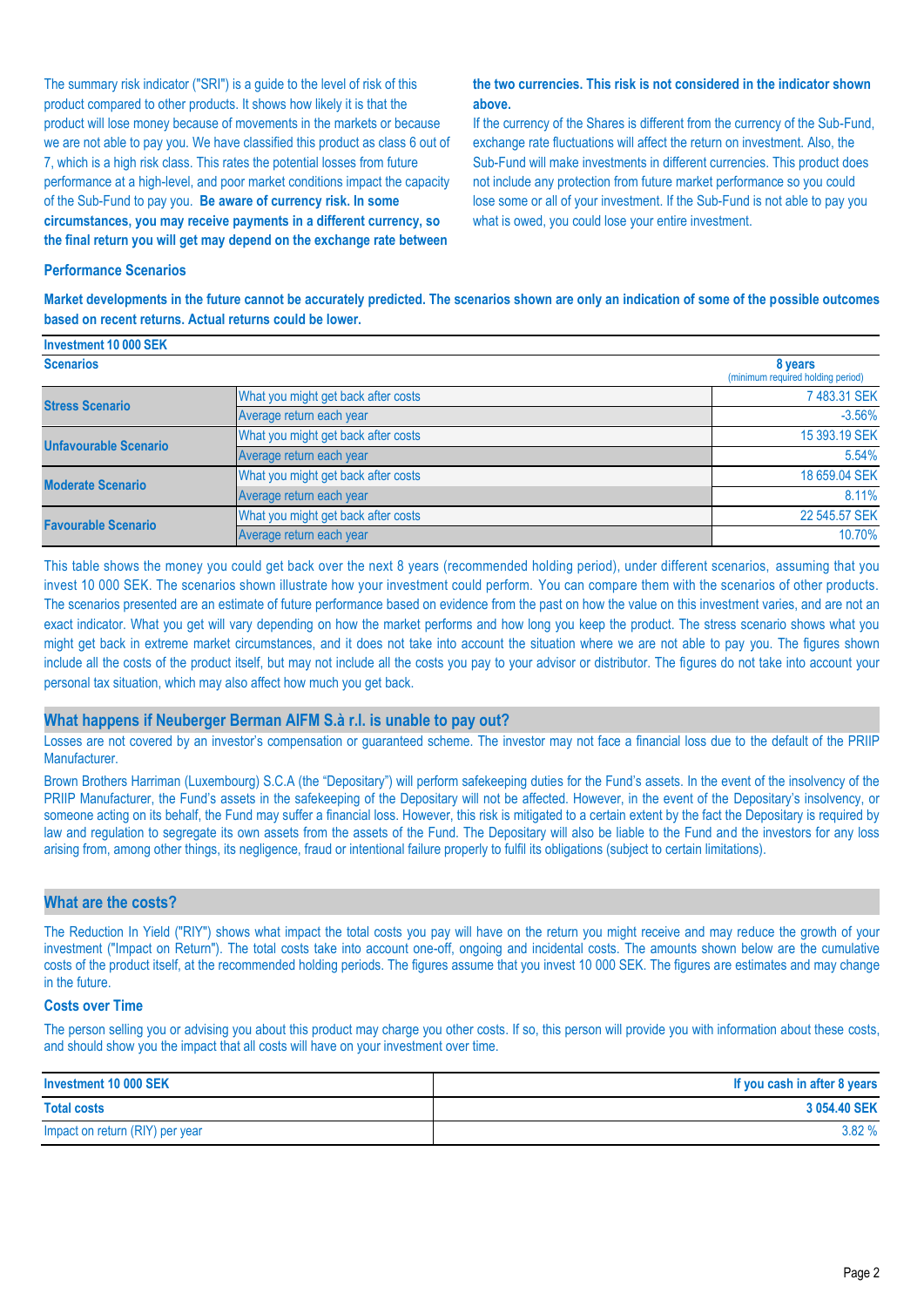The summary risk indicator ("SRI") is a guide to the level of risk of this product compared to other products. It shows how likely it is that the product will lose money because of movements in the markets or because we are not able to pay you. We have classified this product as class 6 out of 7, which is a high risk class. This rates the potential losses from future performance at a high-level, and poor market conditions impact the capacity of the Sub-Fund to pay you. **Be aware of currency risk. In some circumstances, you may receive payments in a different currency, so the final return you will get may depend on the exchange rate between the two currencies. This risk is not considered in the indicator shown above.**

If the currency of the Shares is different from the currency of the Sub-Fund, exchange rate fluctuations will affect the return on investment. Also, the Sub-Fund will make investments in different currencies. This product does not include any protection from future market performance so you could lose some or all of your investment. If the Sub-Fund is not able to pay you what is owed, you could lose your entire investment.

### Performance Scenarios

**Market developments in the future cannot be accurately predicted. The scenarios shown are only an indication of some of the possible outcomes based on recent returns. Actual returns could be lower.**

| Investment 10 000 SEK | | |
|---|---|---|
| **Scenarios** | | **8 years** (minimum required holding period) |
| **Stress Scenario** | What you might get back after costs | 7 483.31 SEK |
| | Average return each year | -3.56% |
| **Unfavourable Scenario** | What you might get back after costs | 15 393.19 SEK |
| | Average return each year | 5.54% |
| **Moderate Scenario** | What you might get back after costs | 18 659.04 SEK |
| | Average return each year | 8.11% |
| **Favourable Scenario** | What you might get back after costs | 22 545.57 SEK |
| | Average return each year | 10.70% |

This table shows the money you could get back over the next 8 years (recommended holding period), under different scenarios, assuming that you invest 10 000 SEK. The scenarios shown illustrate how your investment could perform. You can compare them with the scenarios of other products. The scenarios presented are an estimate of future performance based on evidence from the past on how the value on this investment varies, and are not an exact indicator. What you get will vary depending on how the market performs and how long you keep the product. The stress scenario shows what you might get back in extreme market circumstances, and it does not take into account the situation where we are not able to pay you. The figures shown include all the costs of the product itself, but may not include all the costs you pay to your advisor or distributor. The figures do not take into account your personal tax situation, which may also affect how much you get back.

## What happens if Neuberger Berman AIFM S.à r.l. is unable to pay out?

Losses are not covered by an investor's compensation or guaranteed scheme. The investor may not face a financial loss due to the default of the PRIIP Manufacturer.

Brown Brothers Harriman (Luxembourg) S.C.A (the "Depositary") will perform safekeeping duties for the Fund's assets. In the event of the insolvency of the PRIIP Manufacturer, the Fund's assets in the safekeeping of the Depositary will not be affected. However, in the event of the Depositary's insolvency, or someone acting on its behalf, the Fund may suffer a financial loss. However, this risk is mitigated to a certain extent by the fact the Depositary is required by law and regulation to segregate its own assets from the assets of the Fund. The Depositary will also be liable to the Fund and the investors for any loss arising from, among other things, its negligence, fraud or intentional failure properly to fulfil its obligations (subject to certain limitations).

## What are the costs?

The Reduction In Yield ("RIY") shows what impact the total costs you pay will have on the return you might receive and may reduce the growth of your investment ("Impact on Return"). The total costs take into account one-off, ongoing and incidental costs. The amounts shown below are the cumulative costs of the product itself, at the recommended holding periods. The figures assume that you invest 10 000 SEK. The figures are estimates and may change in the future.

### Costs over Time

The person selling you or advising you about this product may charge you other costs. If so, this person will provide you with information about these costs, and should show you the impact that all costs will have on your investment over time.

| Investment 10 000 SEK | If you cash in after 8 years |
|---|---|
| **Total costs** | **3 054.40 SEK** |
| Impact on return (RIY) per year | 3.82 % |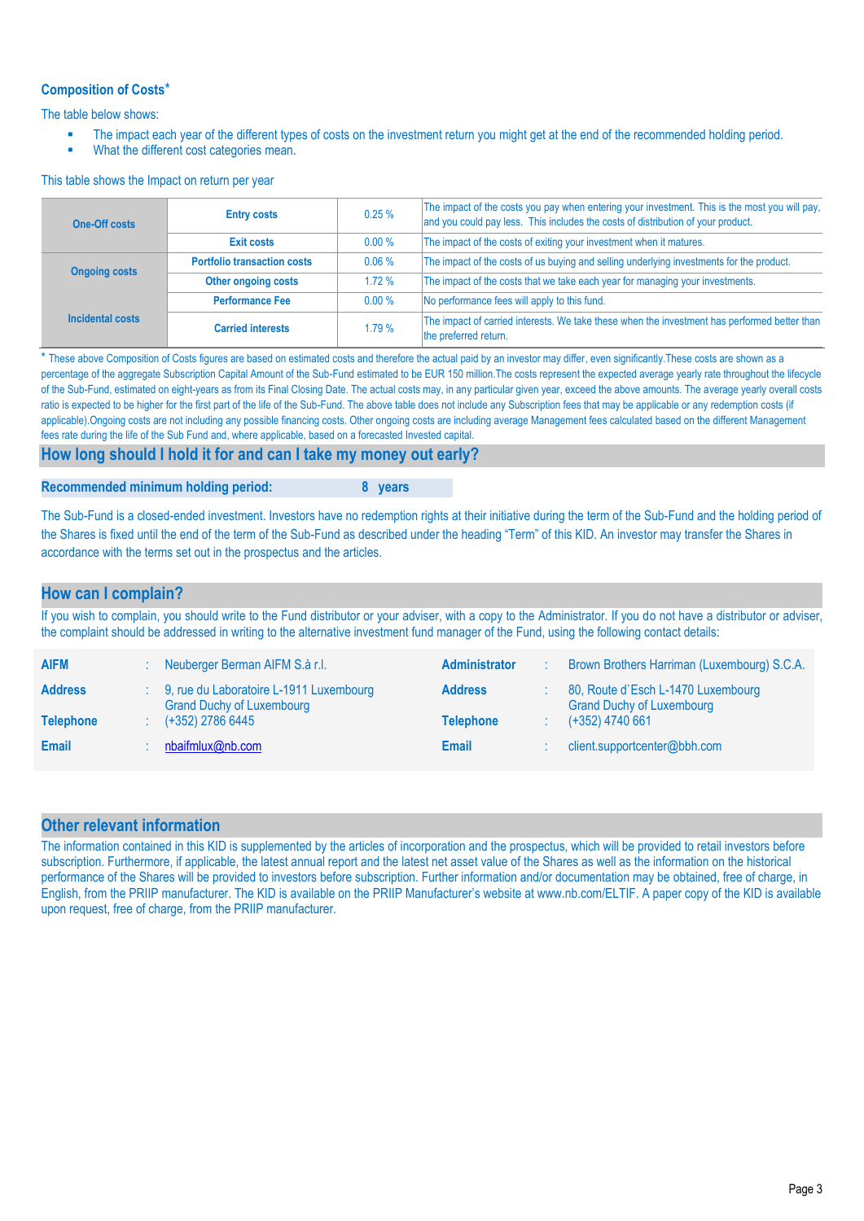## Composition of Costs*

The table below shows:

- The impact each year of the different types of costs on the investment return you might get at the end of the recommended holding period.
- What the different cost categories mean.

This table shows the Impact on return per year

| | | | |
|---|---|---|---|
| **One-Off costs** | **Entry costs** | 0.25 % | The impact of the costs you pay when entering your investment. This is the most you will pay, and you could pay less. This includes the costs of distribution of your product. |
| | **Exit costs** | 0.00 % | The impact of the costs of exiting your investment when it matures. |
| **Ongoing costs** | **Portfolio transaction costs** | 0.06 % | The impact of the costs of us buying and selling underlying investments for the product. |
| | **Other ongoing costs** | 1.72 % | The impact of the costs that we take each year for managing your investments. |
| **Incidental costs** | **Performance Fee** | 0.00 % | No performance fees will apply to this fund. |
| | **Carried interests** | 1.79 % | The impact of carried interests. We take these when the investment has performed better than the preferred return. |

* These above Composition of Costs figures are based on estimated costs and therefore the actual paid by an investor may differ, even significantly.These costs are shown as a percentage of the aggregate Subscription Capital Amount of the Sub-Fund estimated to be EUR 150 million.The costs represent the expected average yearly rate throughout the lifecycle of the Sub-Fund, estimated on eight-years as from its Final Closing Date. The actual costs may, in any particular given year, exceed the above amounts. The average yearly overall costs ratio is expected to be higher for the first part of the life of the Sub-Fund. The above table does not include any Subscription fees that may be applicable or any redemption costs (if applicable).Ongoing costs are not including any possible financing costs. Other ongoing costs are including average Management fees calculated based on the different Management fees rate during the life of the Sub Fund and, where applicable, based on a forecasted Invested capital.

## How long should I hold it for and can I take my money out early?

**Recommended minimum holding period: 8 years**

The Sub-Fund is a closed-ended investment. Investors have no redemption rights at their initiative during the term of the Sub-Fund and the holding period of the Shares is fixed until the end of the term of the Sub-Fund as described under the heading "Term" of this KID. An investor may transfer the Shares in accordance with the terms set out in the prospectus and the articles.

## How can I complain?

If you wish to complain, you should write to the Fund distributor or your adviser, with a copy to the Administrator. If you do not have a distributor or adviser, the complaint should be addressed in writing to the alternative investment fund manager of the Fund, using the following contact details:

**AIFM** : Neuberger Berman AIFM S.à r.l.
**Address** : 9, rue du Laboratoire L-1911 Luxembourg Grand Duchy of Luxembourg
**Telephone** : (+352) 2786 6445
**Email** : nbaifmlux@nb.com

**Administrator** : Brown Brothers Harriman (Luxembourg) S.C.A.
**Address** : 80, Route d`Esch L-1470 Luxembourg Grand Duchy of Luxembourg
**Telephone** : (+352) 4740 661
**Email** : client.supportcenter@bbh.com

## Other relevant information

The information contained in this KID is supplemented by the articles of incorporation and the prospectus, which will be provided to retail investors before subscription. Furthermore, if applicable, the latest annual report and the latest net asset value of the Shares as well as the information on the historical performance of the Shares will be provided to investors before subscription. Further information and/or documentation may be obtained, free of charge, in English, from the PRIIP manufacturer. The KID is available on the PRIIP Manufacturer's website at www.nb.com/ELTIF. A paper copy of the KID is available upon request, free of charge, from the PRIIP manufacturer.